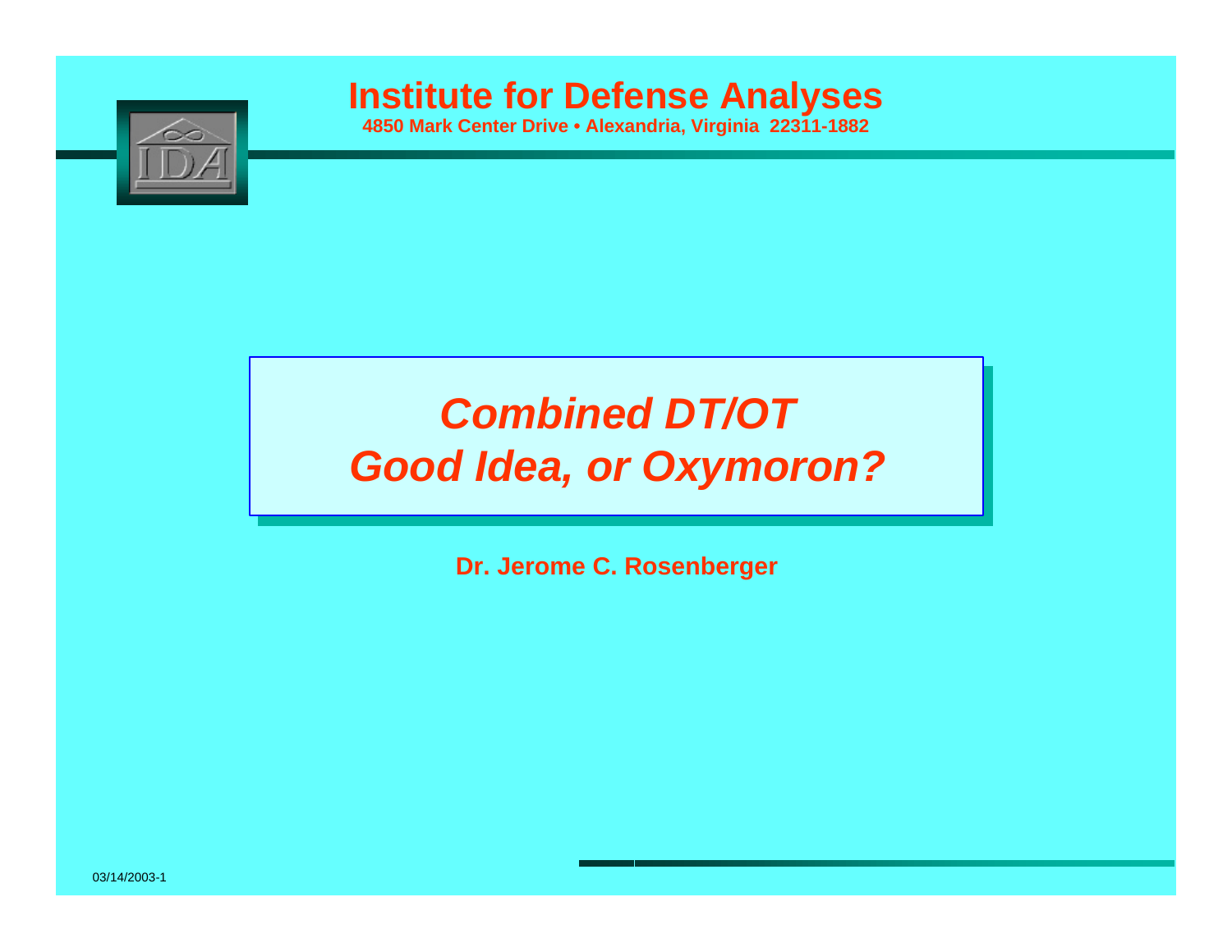# Institute for Defense Analyses

**4850 Mark Center Drive • Alexandria, Virginia 22311-1882**

## *Combined DT/OT*
## *Good Idea, or Oxymoron?*

**Dr. Jerome C. Rosenberger**

03/14/2003-1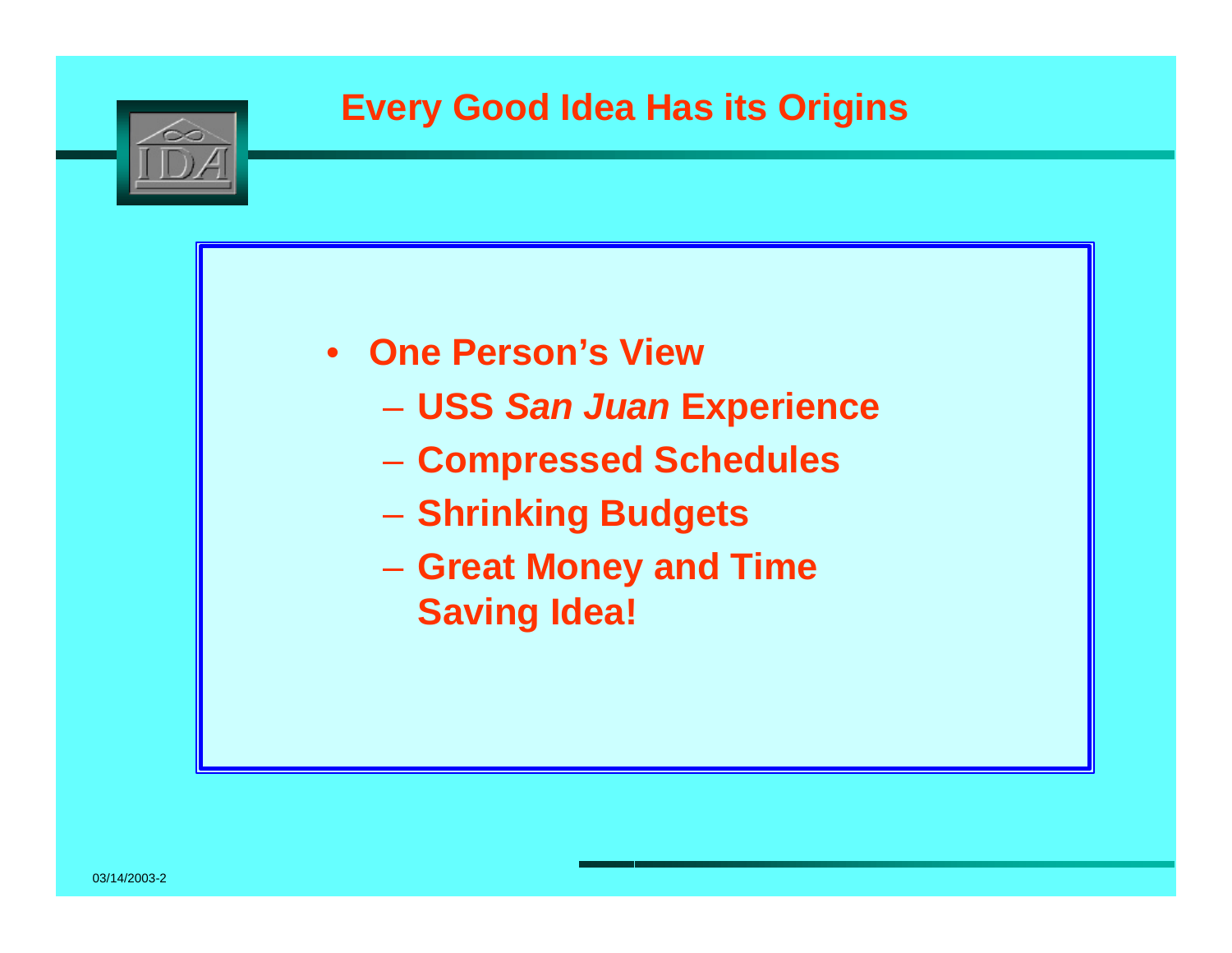## Every Good Idea Has its Origins

- **One Person's View**
  - **USS *San Juan* Experience**
  - **Compressed Schedules**
  - **Shrinking Budgets**
  - **Great Money and Time Saving Idea!**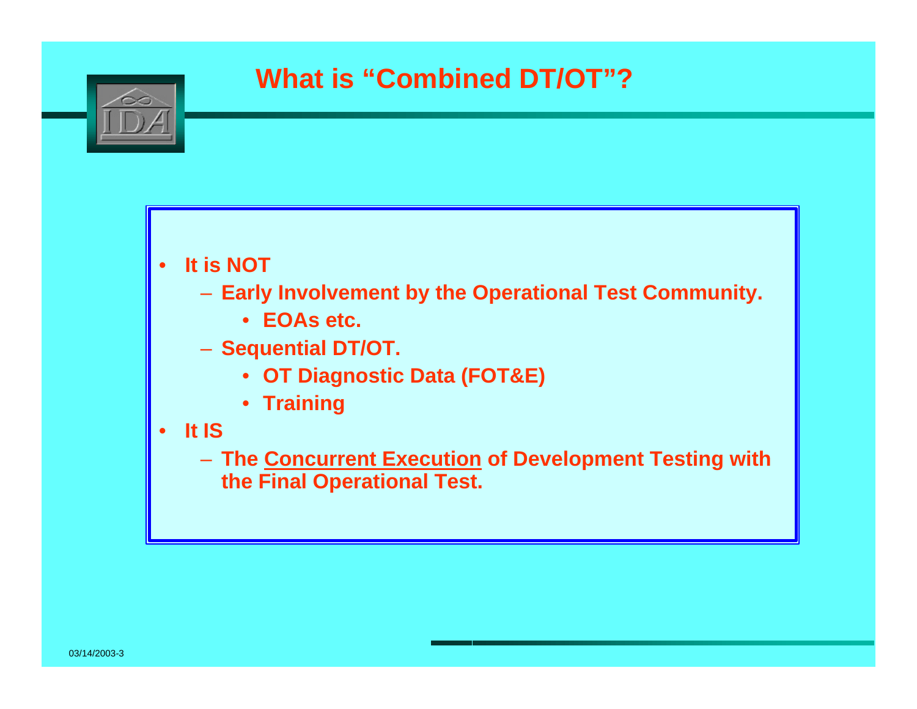# What is "Combined DT/OT"?

- **It is NOT**
  - **Early Involvement by the Operational Test Community.**
    - **EOAs etc.**
  - **Sequential DT/OT.**
    - **OT Diagnostic Data (FOT&E)**
    - **Training**
- **It IS**
  - **The <u>Concurrent Execution</u> of Development Testing with the Final Operational Test.**

03/14/2003-3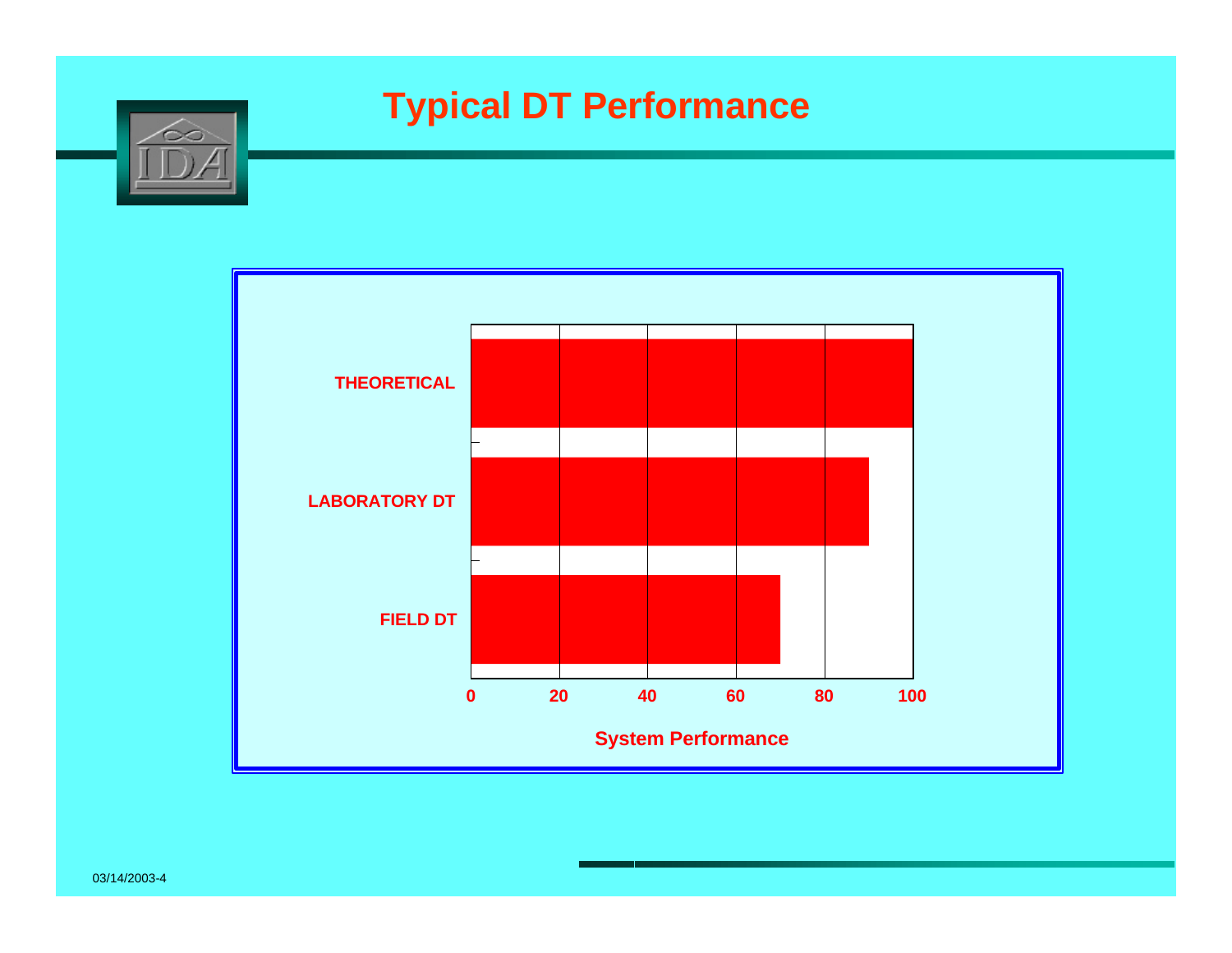# Typical DT Performance

| | System Performance |
|---|---|
| THEORETICAL | 100 |
| LABORATORY DT | 90 |
| FIELD DT | 70 |

System Performance (axis: 0, 20, 40, 60, 80, 100)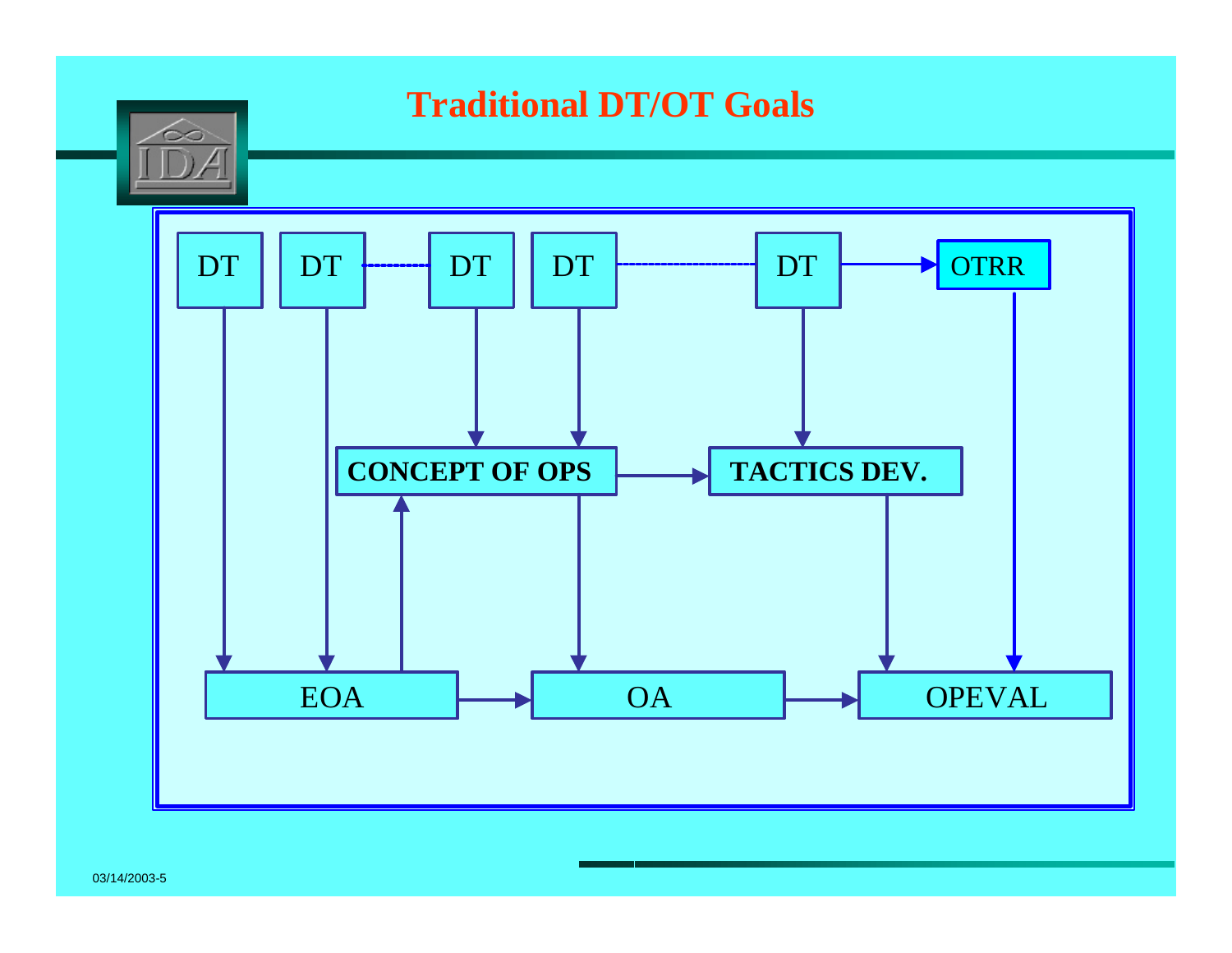# Traditional DT/OT Goals

DT → EOA
DT → EOA
DT → CONCEPT OF OPS
DT → CONCEPT OF OPS
DT → TACTICS DEV.
DT → OTRR

EOA → CONCEPT OF OPS
CONCEPT OF OPS → TACTICS DEV.
CONCEPT OF OPS → OA
TACTICS DEV. → OPEVAL
OTRR → OPEVAL

EOA → OA → OPEVAL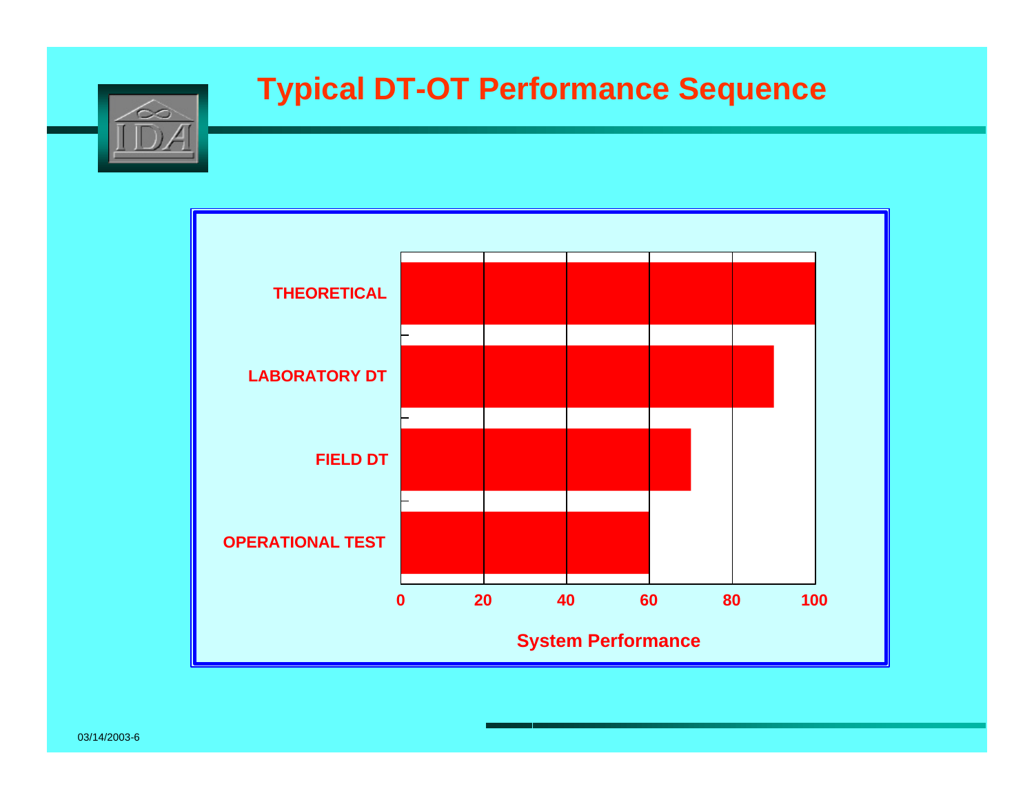# Typical DT-OT Performance Sequence

| Test Stage | System Performance |
| --- | --- |
| THEORETICAL | 100 |
| LABORATORY DT | 90 |
| FIELD DT | 70 |
| OPERATIONAL TEST | 60 |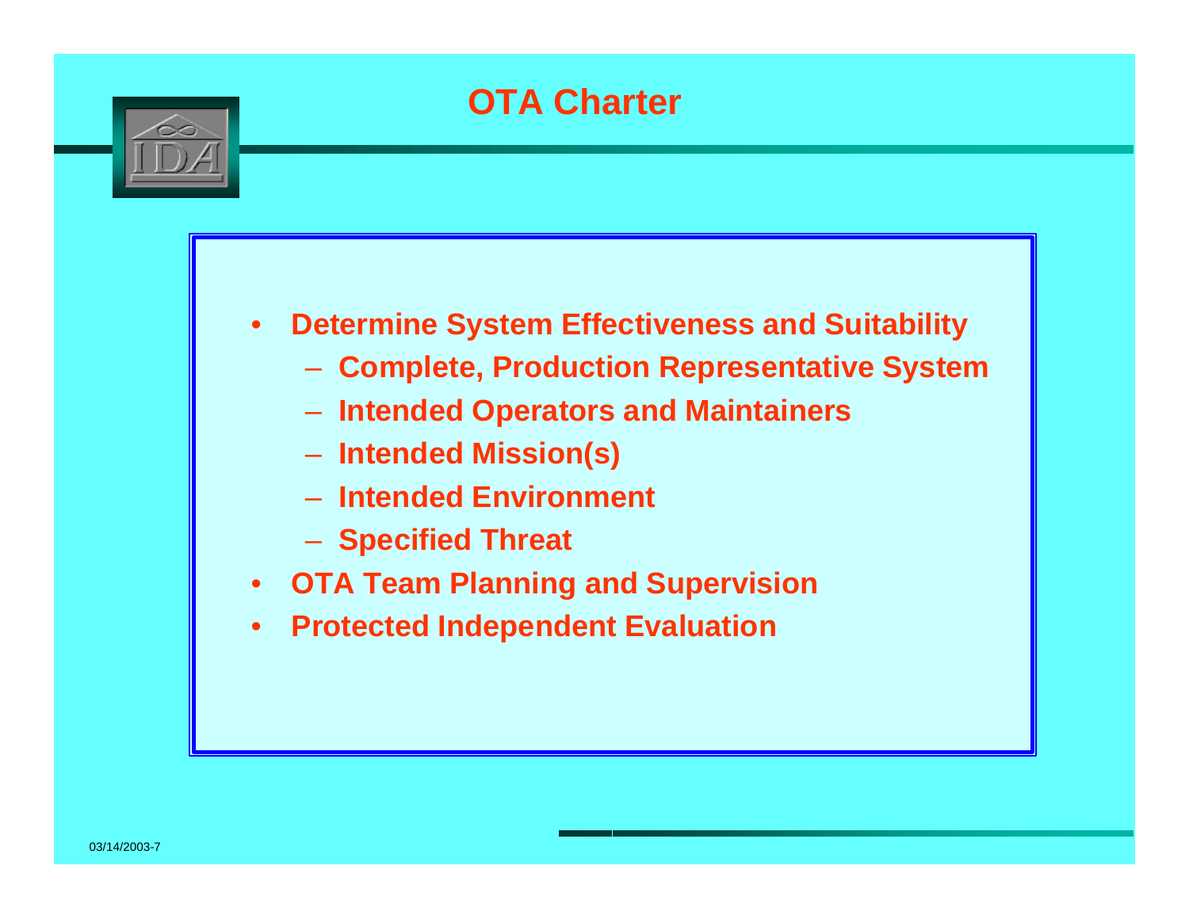# OTA Charter

- Determine System Effectiveness and Suitability
  - Complete, Production Representative System
  - Intended Operators and Maintainers
  - Intended Mission(s)
  - Intended Environment
  - Specified Threat
- OTA Team Planning and Supervision
- Protected Independent Evaluation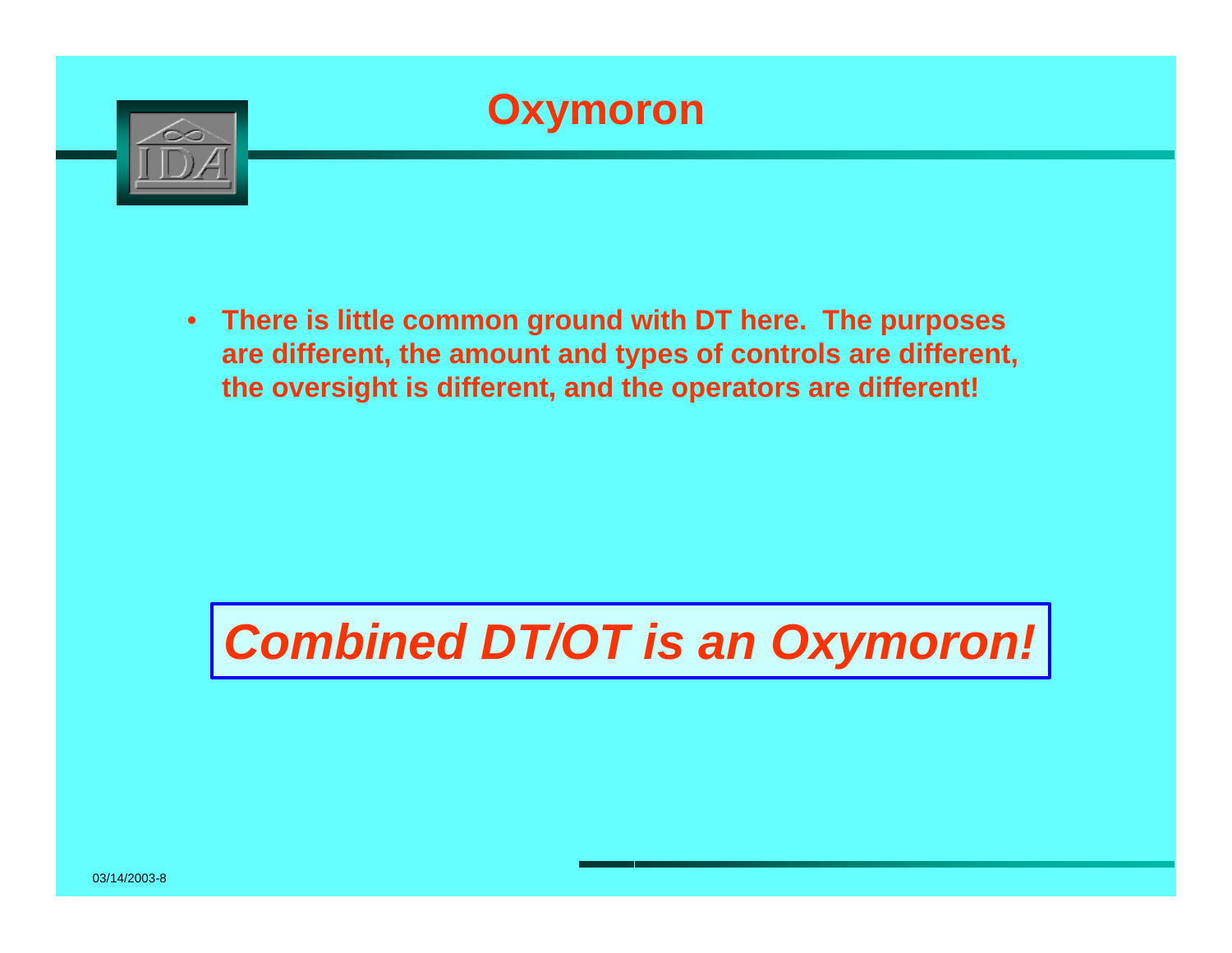# Oxymoron

- **There is little common ground with DT here. The purposes are different, the amount and types of controls are different, the oversight is different, and the operators are different!**

***Combined DT/OT is an Oxymoron!***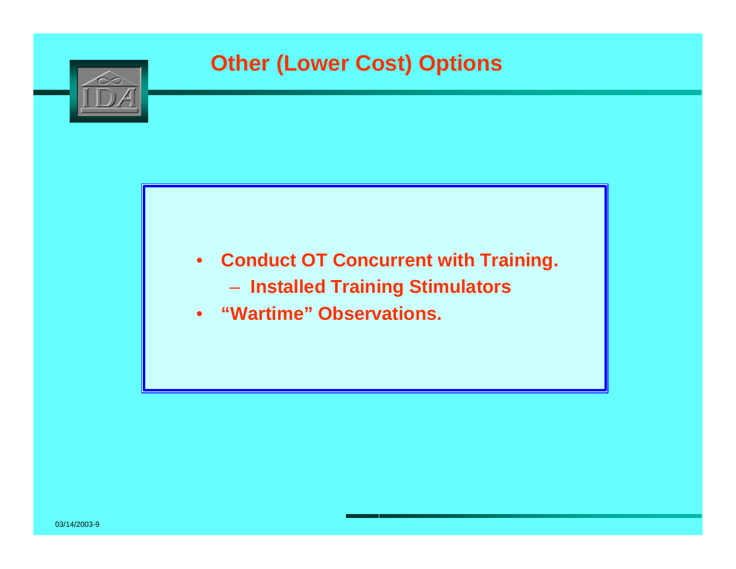# Other (Lower Cost) Options

- **Conduct OT Concurrent with Training.**
  - **Installed Training Stimulators**
- **“Wartime” Observations.**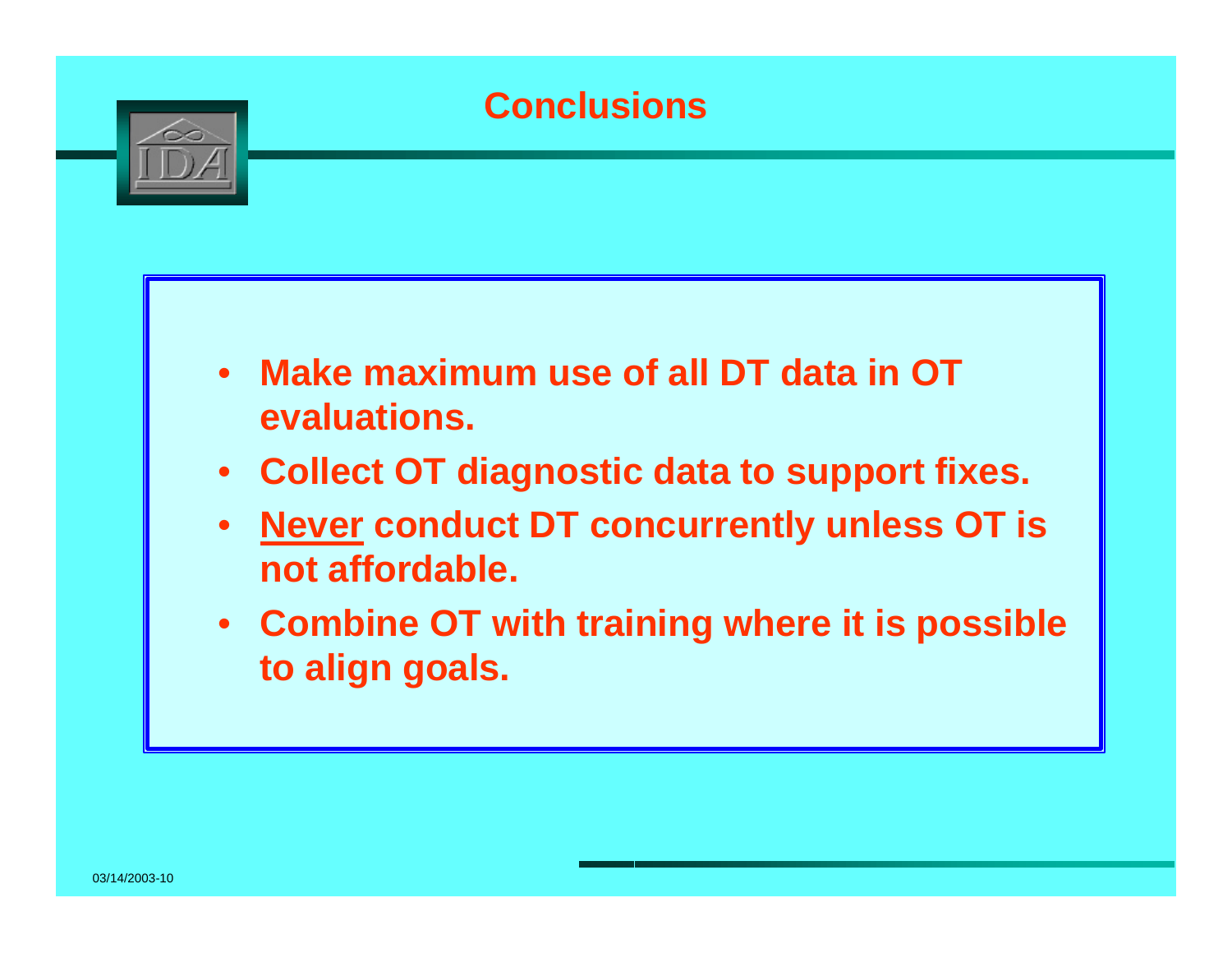## Conclusions

- **Make maximum use of all DT data in OT evaluations.**
- **Collect OT diagnostic data to support fixes.**
- **<u>Never</u> conduct DT concurrently unless OT is not affordable.**
- **Combine OT with training where it is possible to align goals.**

03/14/2003-10